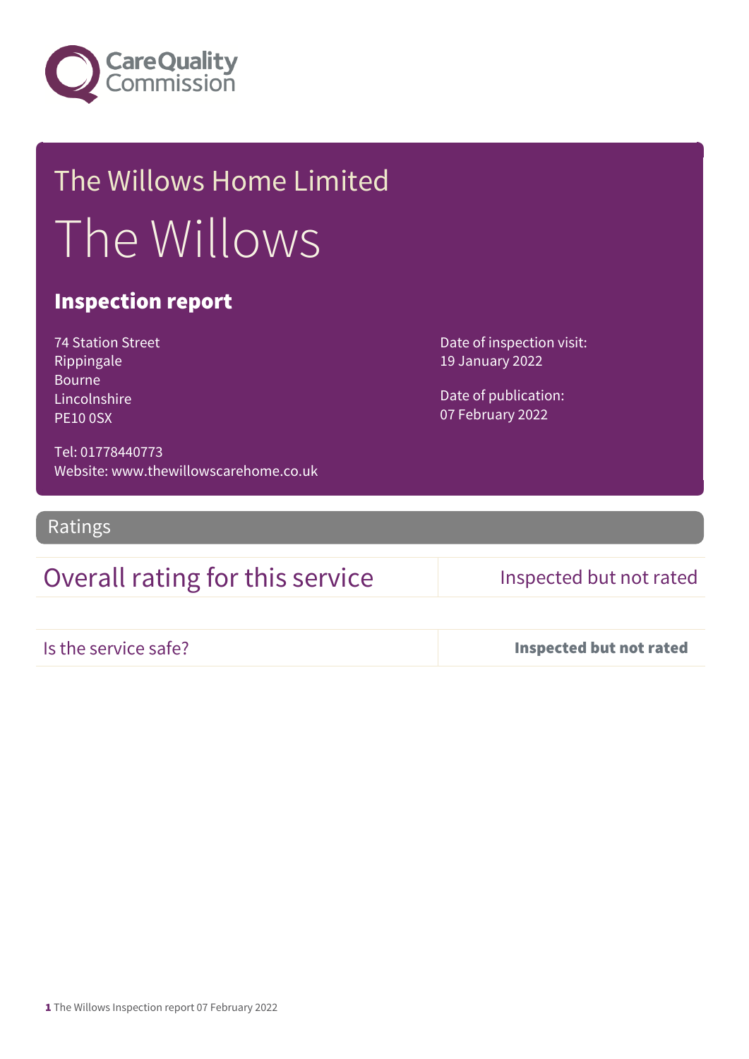Care Quality Commission

# The Willows Home Limited

# The Willows

## Inspection report

74 Station Street
Rippingale
Bourne
Lincolnshire
PE10 0SX

Tel: 01778440773
Website: www.thewillowscarehome.co.uk

Date of inspection visit:
19 January 2022

Date of publication:
07 February 2022

## Ratings

| Overall rating for this service | Inspected but not rated |
| --- | --- |
| Is the service safe? | **Inspected but not rated** |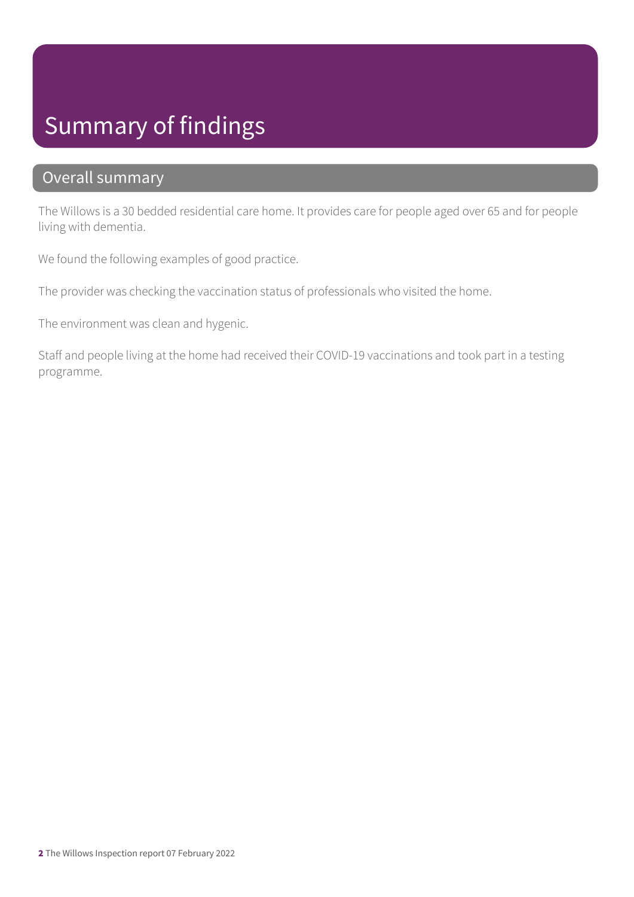# Summary of findings

## Overall summary

The Willows is a 30 bedded residential care home. It provides care for people aged over 65 and for people living with dementia.

We found the following examples of good practice.

The provider was checking the vaccination status of professionals who visited the home.

The environment was clean and hygenic.

Staff and people living at the home had received their COVID-19 vaccinations and took part in a testing programme.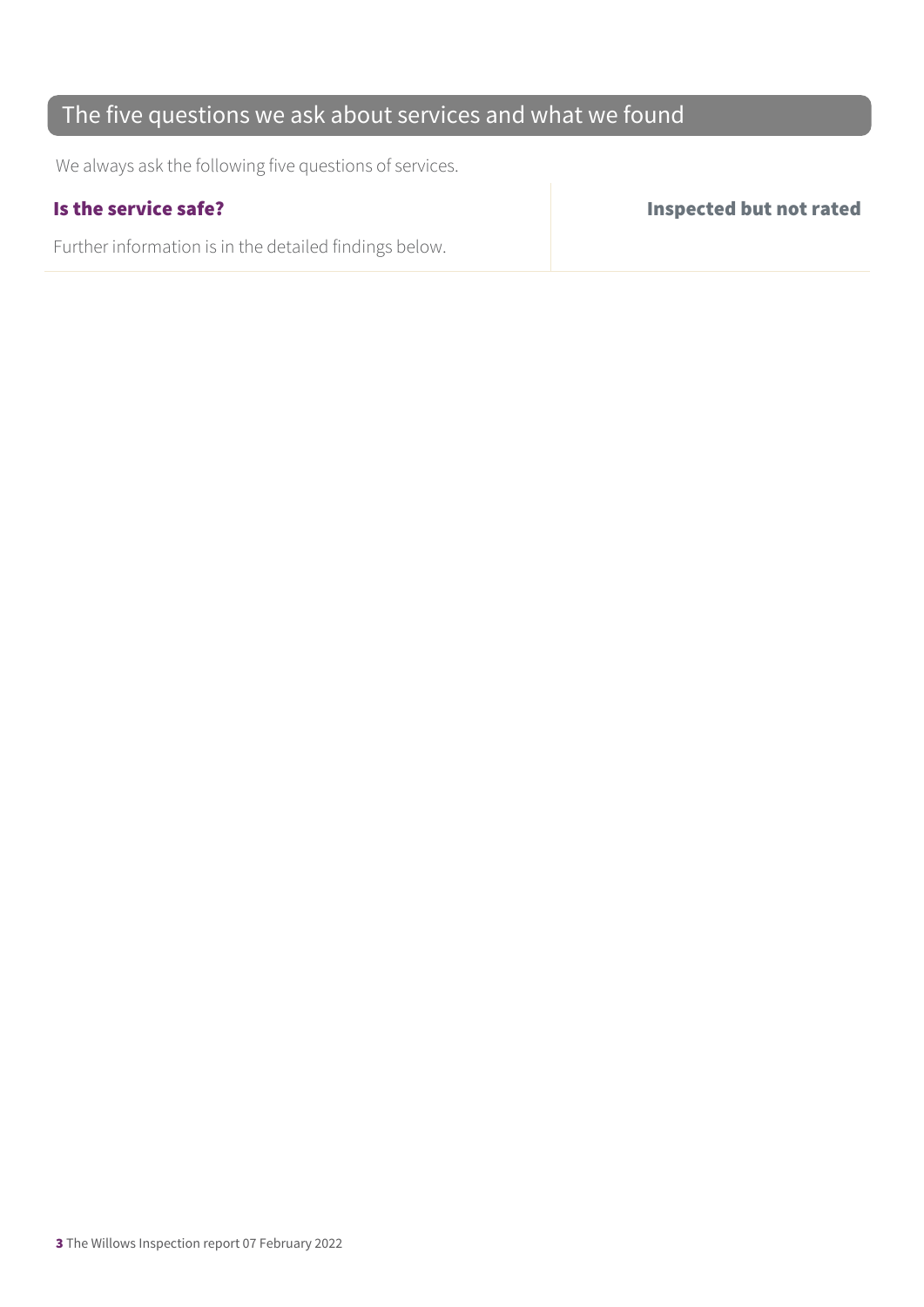## The five questions we ask about services and what we found

We always ask the following five questions of services.

| **Is the service safe?** | **Inspected but not rated** |
|---|---|
| Further information is in the detailed findings below. | |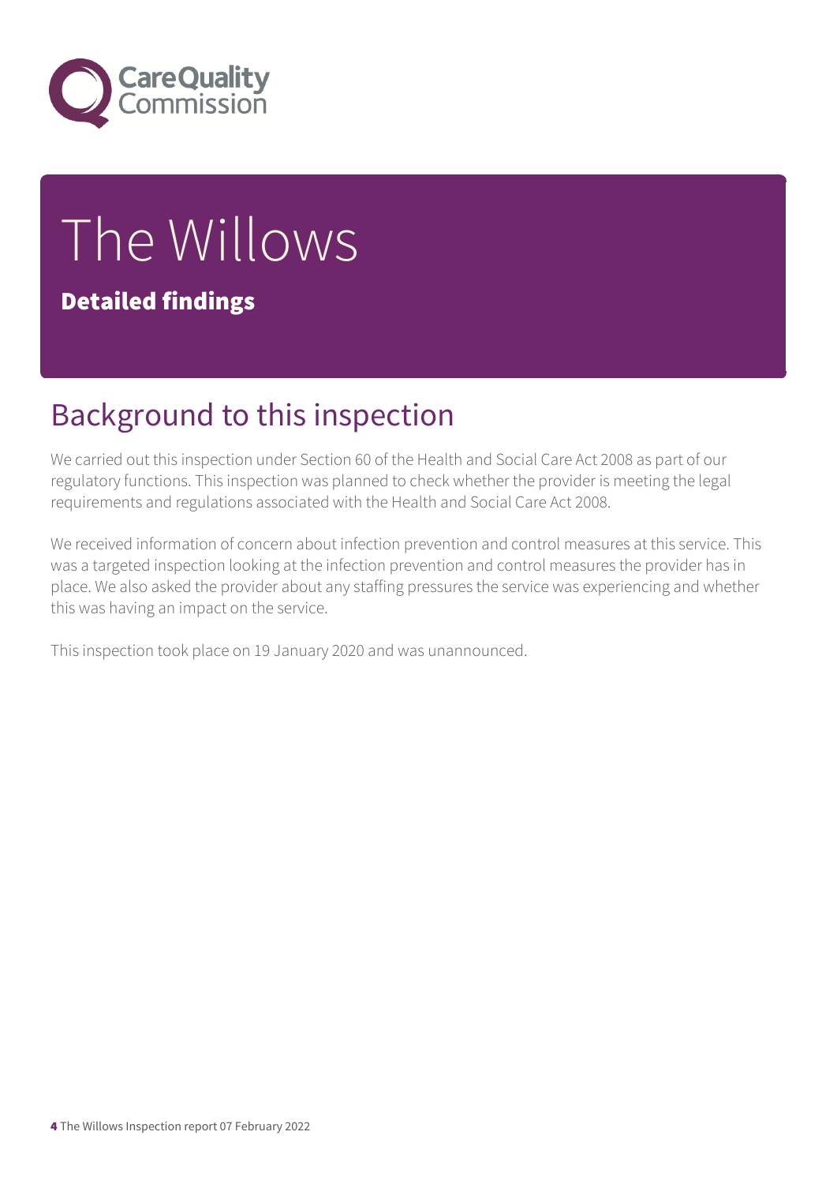# The Willows

**Detailed findings**

## Background to this inspection

We carried out this inspection under Section 60 of the Health and Social Care Act 2008 as part of our regulatory functions. This inspection was planned to check whether the provider is meeting the legal requirements and regulations associated with the Health and Social Care Act 2008.

We received information of concern about infection prevention and control measures at this service. This was a targeted inspection looking at the infection prevention and control measures the provider has in place. We also asked the provider about any staffing pressures the service was experiencing and whether this was having an impact on the service.

This inspection took place on 19 January 2020 and was unannounced.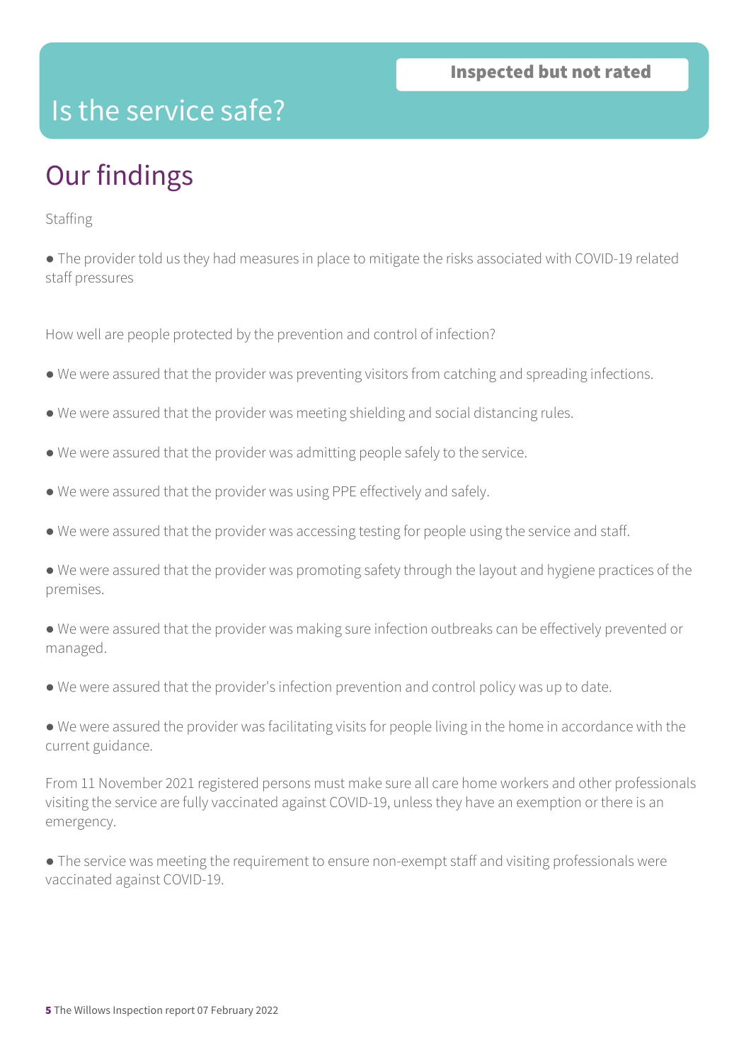# Is the service safe?

**Inspected but not rated**

## Our findings

Staffing

- The provider told us they had measures in place to mitigate the risks associated with COVID-19 related staff pressures

How well are people protected by the prevention and control of infection?

- We were assured that the provider was preventing visitors from catching and spreading infections.
- We were assured that the provider was meeting shielding and social distancing rules.
- We were assured that the provider was admitting people safely to the service.
- We were assured that the provider was using PPE effectively and safely.
- We were assured that the provider was accessing testing for people using the service and staff.
- We were assured that the provider was promoting safety through the layout and hygiene practices of the premises.
- We were assured that the provider was making sure infection outbreaks can be effectively prevented or managed.
- We were assured that the provider's infection prevention and control policy was up to date.
- We were assured the provider was facilitating visits for people living in the home in accordance with the current guidance.

From 11 November 2021 registered persons must make sure all care home workers and other professionals visiting the service are fully vaccinated against COVID-19, unless they have an exemption or there is an emergency.

- The service was meeting the requirement to ensure non-exempt staff and visiting professionals were vaccinated against COVID-19.